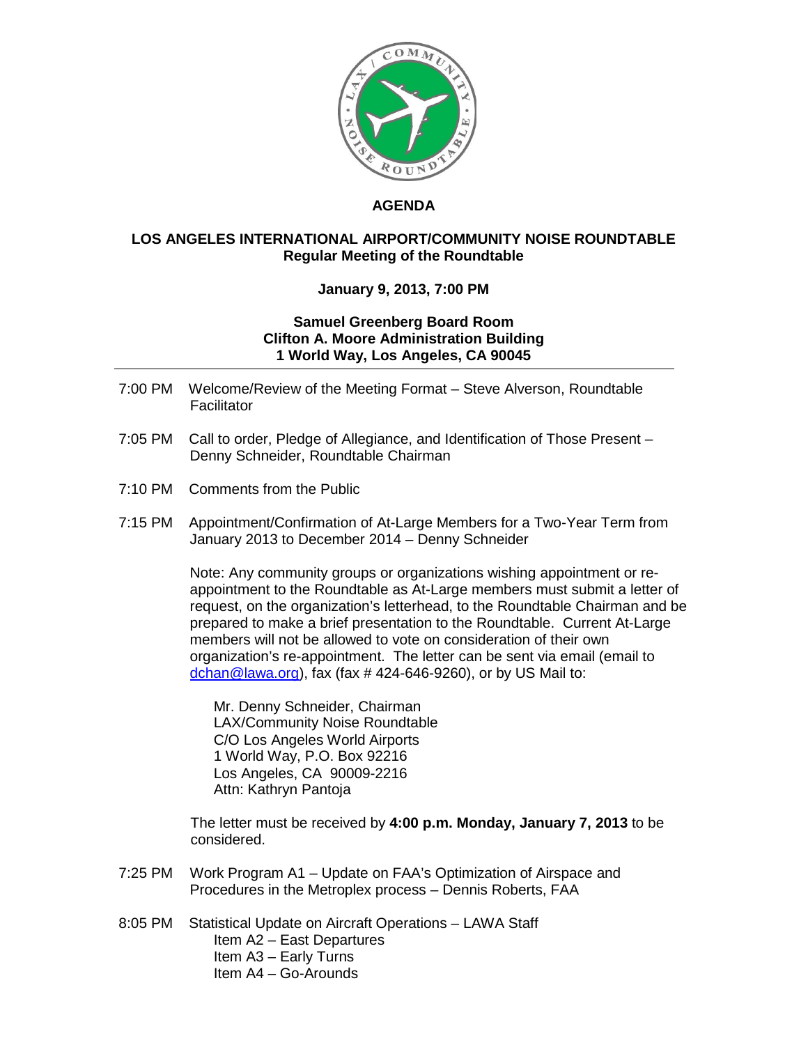# AGENDA

## LOS ANGELES INTERNATIONAL AIRPORT/COMMUNITY NOISE ROUNDTABLE
**Regular Meeting of the Roundtable**

**January 9, 2013, 7:00 PM**

**Samuel Greenberg Board Room**
**Clifton A. Moore Administration Building**
**1 World Way, Los Angeles, CA 90045**

---

7:00 PM Welcome/Review of the Meeting Format – Steve Alverson, Roundtable Facilitator

7:05 PM Call to order, Pledge of Allegiance, and Identification of Those Present – Denny Schneider, Roundtable Chairman

7:10 PM Comments from the Public

7:15 PM Appointment/Confirmation of At-Large Members for a Two-Year Term from January 2013 to December 2014 – Denny Schneider

Note: Any community groups or organizations wishing appointment or re-appointment to the Roundtable as At-Large members must submit a letter of request, on the organization's letterhead, to the Roundtable Chairman and be prepared to make a brief presentation to the Roundtable. Current At-Large members will not be allowed to vote on consideration of their own organization's re-appointment. The letter can be sent via email (email to dchan@lawa.org), fax (fax # 424-646-9260), or by US Mail to:

Mr. Denny Schneider, Chairman
LAX/Community Noise Roundtable
C/O Los Angeles World Airports
1 World Way, P.O. Box 92216
Los Angeles, CA 90009-2216
Attn: Kathryn Pantoja

The letter must be received by **4:00 p.m. Monday, January 7, 2013** to be considered.

7:25 PM Work Program A1 – Update on FAA's Optimization of Airspace and Procedures in the Metroplex process – Dennis Roberts, FAA

8:05 PM Statistical Update on Aircraft Operations – LAWA Staff
- Item A2 – East Departures
- Item A3 – Early Turns
- Item A4 – Go-Arounds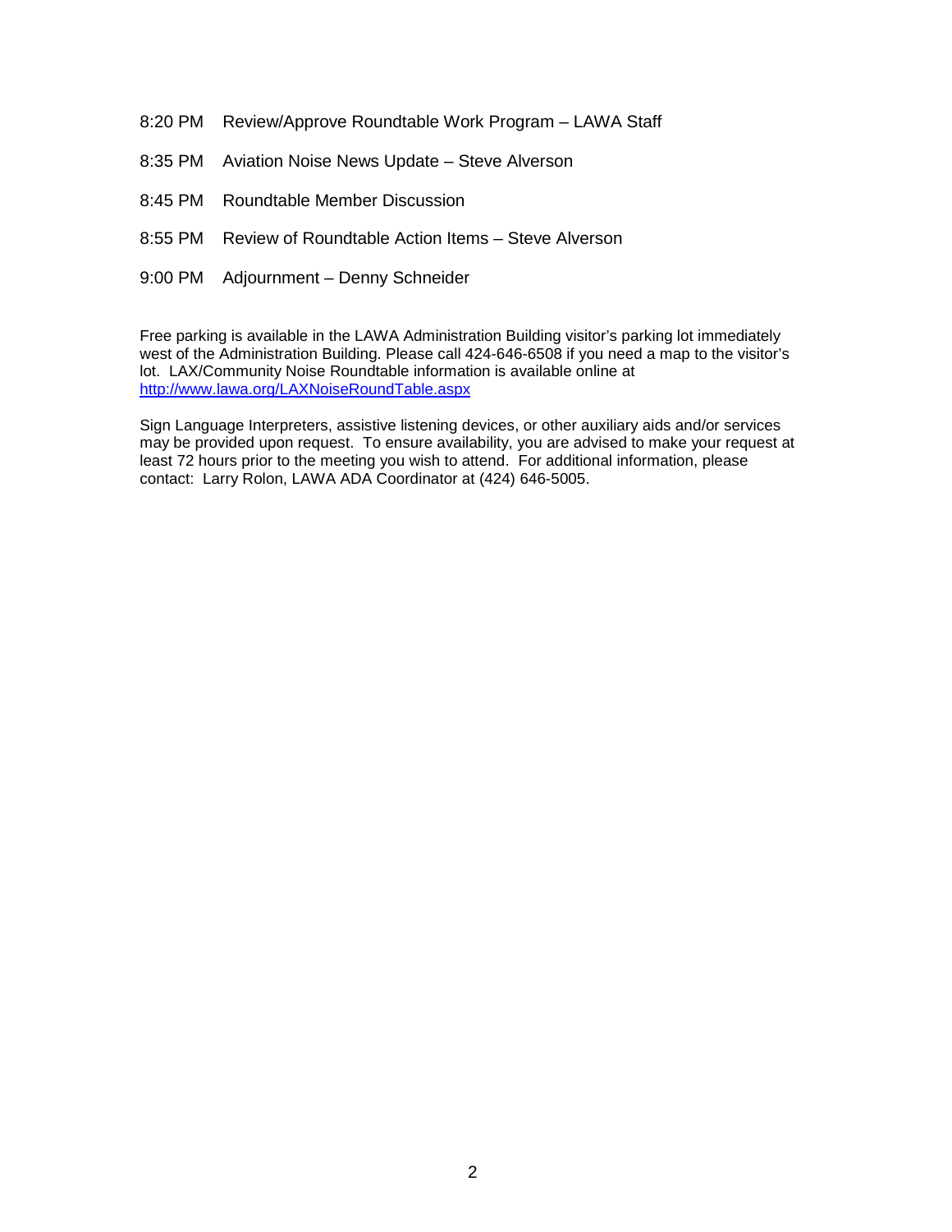8:20 PM   Review/Approve Roundtable Work Program – LAWA Staff

8:35 PM   Aviation Noise News Update – Steve Alverson

8:45 PM   Roundtable Member Discussion

8:55 PM   Review of Roundtable Action Items – Steve Alverson

9:00 PM   Adjournment – Denny Schneider

Free parking is available in the LAWA Administration Building visitor's parking lot immediately west of the Administration Building. Please call 424-646-6508 if you need a map to the visitor's lot. LAX/Community Noise Roundtable information is available online at http://www.lawa.org/LAXNoiseRoundTable.aspx

Sign Language Interpreters, assistive listening devices, or other auxiliary aids and/or services may be provided upon request. To ensure availability, you are advised to make your request at least 72 hours prior to the meeting you wish to attend. For additional information, please contact: Larry Rolon, LAWA ADA Coordinator at (424) 646-5005.